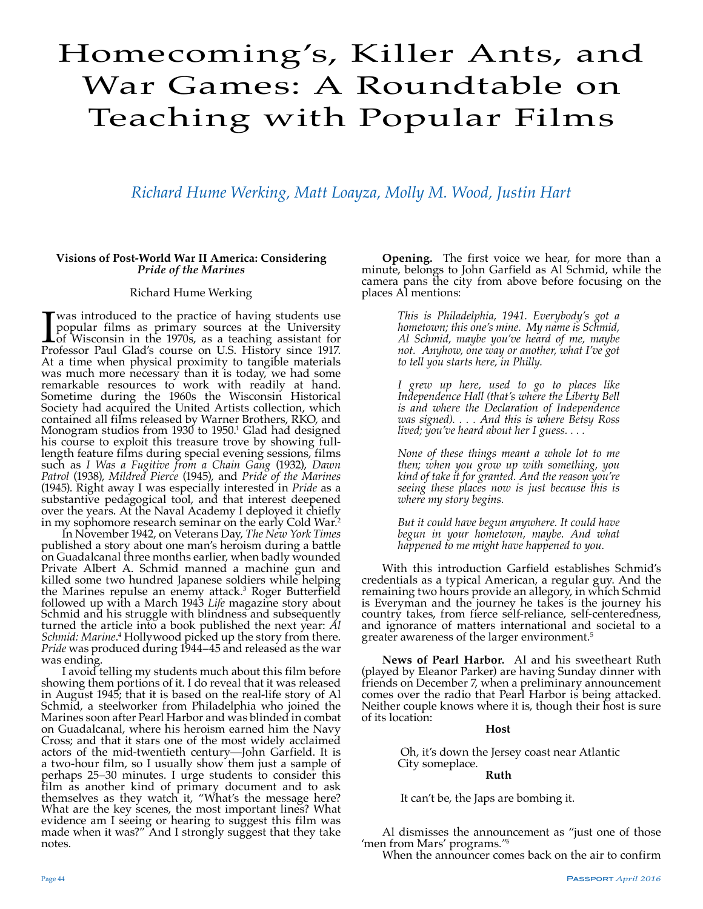# Homecoming's, Killer Ants, and War Games: A Roundtable on Teaching with Popular Films

*Richard Hume Werking, Matt Loayza, Molly M. Wood, Justin Hart*

### Visions of Post-World War II America: Considering *Pride of the Marines*

Richard Hume Werking

I was introduced to the practice of having students use popular films as primary sources at the University of Wisconsin in the 1970s, as a teaching assistant for Professor Paul Glad's course on U.S. History since 1917. At a time when physical proximity to tangible materials was much more necessary than it is today, we had some remarkable resources to work with readily at hand. Sometime during the 1960s the Wisconsin Historical Society had acquired the United Artists collection, which contained all films released by Warner Brothers, RKO, and Monogram studios from 1930 to 1950.[1] Glad had designed his course to exploit this treasure trove by showing full-length feature films during special evening sessions, films such as *I Was a Fugitive from a Chain Gang* (1932), *Dawn Patrol* (1938), *Mildred Pierce* (1945), and *Pride of the Marines* (1945). Right away I was especially interested in *Pride* as a substantive pedagogical tool, and that interest deepened over the years. At the Naval Academy I deployed it chiefly in my sophomore research seminar on the early Cold War.[2]

In November 1942, on Veterans Day, *The New York Times* published a story about one man's heroism during a battle on Guadalcanal three months earlier, when badly wounded Private Albert A. Schmid manned a machine gun and killed some two hundred Japanese soldiers while helping the Marines repulse an enemy attack.[3] Roger Butterfield followed up with a March 1943 *Life* magazine story about Schmid and his struggle with blindness and subsequently turned the article into a book published the next year: *Al Schmid: Marine*.[4] Hollywood picked up the story from there. *Pride* was produced during 1944–45 and released as the war was ending.

I avoid telling my students much about this film before showing them portions of it. I do reveal that it was released in August 1945; that it is based on the real-life story of Al Schmid, a steelworker from Philadelphia who joined the Marines soon after Pearl Harbor and was blinded in combat on Guadalcanal, where his heroism earned him the Navy Cross; and that it stars one of the most widely acclaimed actors of the mid-twentieth century—John Garfield. It is a two-hour film, so I usually show them just a sample of perhaps 25–30 minutes. I urge students to consider this film as another kind of primary document and to ask themselves as they watch it, "What's the message here? What are the key scenes, the most important lines? What evidence am I seeing or hearing to suggest this film was made when it was?" And I strongly suggest that they take notes.

**Opening.** The first voice we hear, for more than a minute, belongs to John Garfield as Al Schmid, while the camera pans the city from above before focusing on the places Al mentions:

> *This is Philadelphia, 1941. Everybody's got a hometown; this one's mine. My name is Schmid, Al Schmid, maybe you've heard of me, maybe not. Anyhow, one way or another, what I've got to tell you starts here, in Philly.*
>
> *I grew up here, used to go to places like Independence Hall (that's where the Liberty Bell is and where the Declaration of Independence was signed). . . . And this is where Betsy Ross lived; you've heard about her I guess. . . .*
>
> *None of these things meant a whole lot to me then; when you grow up with something, you kind of take it for granted. And the reason you're seeing these places now is just because this is where my story begins.*
>
> *But it could have begun anywhere. It could have begun in your hometown, maybe. And what happened to me might have happened to you.*

With this introduction Garfield establishes Schmid's credentials as a typical American, a regular guy. And the remaining two hours provide an allegory, in which Schmid is Everyman and the journey he takes is the journey his country takes, from fierce self-reliance, self-centeredness, and ignorance of matters international and societal to a greater awareness of the larger environment.[5]

**News of Pearl Harbor.** Al and his sweetheart Ruth (played by Eleanor Parker) are having Sunday dinner with friends on December 7, when a preliminary announcement comes over the radio that Pearl Harbor is being attacked. Neither couple knows where it is, though their host is sure of its location:

> **Host**
>
> Oh, it's down the Jersey coast near Atlantic City someplace.
>
> **Ruth**
>
> It can't be, the Japs are bombing it.

Al dismisses the announcement as "just one of those 'men from Mars' programs."[6]

When the announcer comes back on the air to confirm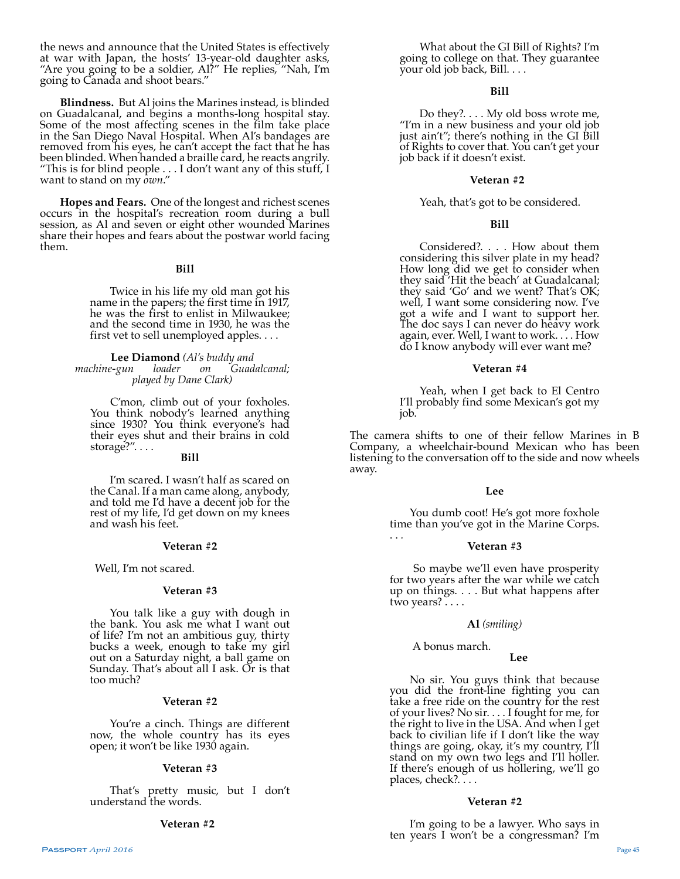the news and announce that the United States is effectively at war with Japan, the hosts' 13-year-old daughter asks, "Are you going to be a soldier, Al?" He replies, "Nah, I'm going to Canada and shoot bears."

**Blindness.** But Al joins the Marines instead, is blinded on Guadalcanal, and begins a months-long hospital stay. Some of the most affecting scenes in the film take place in the San Diego Naval Hospital. When Al's bandages are removed from his eyes, he can't accept the fact that he has been blinded. When handed a braille card, he reacts angrily. "This is for blind people . . . I don't want any of this stuff, I want to stand on my *own*."

**Hopes and Fears.** One of the longest and richest scenes occurs in the hospital's recreation room during a bull session, as Al and seven or eight other wounded Marines share their hopes and fears about the postwar world facing them.

**Bill**

Twice in his life my old man got his name in the papers; the first time in 1917, he was the first to enlist in Milwaukee; and the second time in 1930, he was the first vet to sell unemployed apples. . . .

**Lee Diamond** *(Al's buddy and machine-gun loader on Guadalcanal; played by Dane Clark)*

C'mon, climb out of your foxholes. You think nobody's learned anything since 1930? You think everyone's had their eyes shut and their brains in cold storage?". . . .

**Bill**

I'm scared. I wasn't half as scared on the Canal. If a man came along, anybody, and told me I'd have a decent job for the rest of my life, I'd get down on my knees and wash his feet.

**Veteran #2**

Well, I'm not scared.

**Veteran #3**

You talk like a guy with dough in the bank. You ask me what I want out of life? I'm not an ambitious guy, thirty bucks a week, enough to take my girl out on a Saturday night, a ball game on Sunday. That's about all I ask. Or is that too much?

**Veteran #2**

You're a cinch. Things are different now, the whole country has its eyes open; it won't be like 1930 again.

**Veteran #3**

That's pretty music, but I don't understand the words.

**Veteran #2**

What about the GI Bill of Rights? I'm going to college on that. They guarantee your old job back, Bill. . . .

**Bill**

Do they?. . . . My old boss wrote me, "I'm in a new business and your old job just ain't"; there's nothing in the GI Bill of Rights to cover that. You can't get your job back if it doesn't exist.

**Veteran #2**

Yeah, that's got to be considered.

**Bill**

Considered?. . . . How about them considering this silver plate in my head? How long did we get to consider when they said 'Hit the beach' at Guadalcanal; they said 'Go' and we went? That's OK; well, I want some considering now. I've got a wife and I want to support her. The doc says I can never do heavy work again, ever. Well, I want to work. . . . How do I know anybody will ever want me?

**Veteran #4**

Yeah, when I get back to El Centro I'll probably find some Mexican's got my job.

The camera shifts to one of their fellow Marines in B Company, a wheelchair-bound Mexican who has been listening to the conversation off to the side and now wheels away.

**Lee**

You dumb coot! He's got more foxhole time than you've got in the Marine Corps. . . .

**Veteran #3**

So maybe we'll even have prosperity for two years after the war while we catch up on things. . . . But what happens after two years? . . . .

**Al** *(smiling)*

A bonus march.

**Lee**

No sir. You guys think that because you did the front-line fighting you can take a free ride on the country for the rest of your lives? No sir. . . . I fought for me, for the right to live in the USA. And when I get back to civilian life if I don't like the way things are going, okay, it's my country, I'll stand on my own two legs and I'll holler. If there's enough of us hollering, we'll go places, check?. . . .

**Veteran #2**

I'm going to be a lawyer. Who says in ten years I won't be a congressman? I'm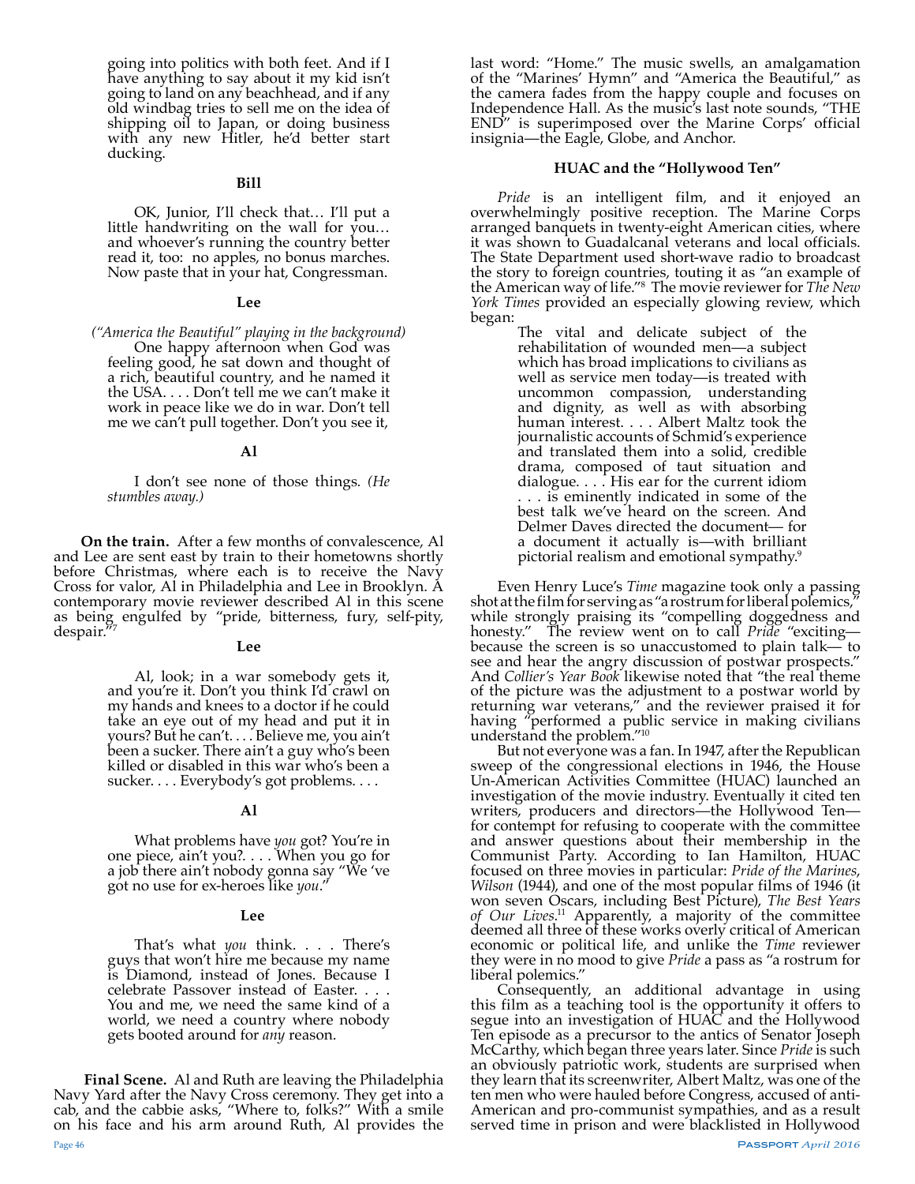going into politics with both feet. And if I have anything to say about it my kid isn't going to land on any beachhead, and if any old windbag tries to sell me on the idea of shipping oil to Japan, or doing business with any new Hitler, he'd better start ducking.

**Bill**

OK, Junior, I'll check that… I'll put a little handwriting on the wall for you… and whoever's running the country better read it, too: no apples, no bonus marches. Now paste that in your hat, Congressman.

**Lee**

*("America the Beautiful" playing in the background)*

One happy afternoon when God was feeling good, he sat down and thought of a rich, beautiful country, and he named it the USA. . . . Don't tell me we can't make it work in peace like we do in war. Don't tell me we can't pull together. Don't you see it,

**Al**

I don't see none of those things. *(He stumbles away.)*

**On the train.** After a few months of convalescence, Al and Lee are sent east by train to their hometowns shortly before Christmas, where each is to receive the Navy Cross for valor, Al in Philadelphia and Lee in Brooklyn. A contemporary movie reviewer described Al in this scene as being engulfed by "pride, bitterness, fury, self-pity, despair."[7]

**Lee**

Al, look; in a war somebody gets it, and you're it. Don't you think I'd crawl on my hands and knees to a doctor if he could take an eye out of my head and put it in yours? But he can't. . . . Believe me, you ain't been a sucker. There ain't a guy who's been killed or disabled in this war who's been a sucker. . . . Everybody's got problems. . . .

**Al**

What problems have *you* got? You're in one piece, ain't you?. . . . When you go for a job there ain't nobody gonna say "We 've got no use for ex-heroes like *you*."

**Lee**

That's what *you* think. . . . There's guys that won't hire me because my name is Diamond, instead of Jones. Because I celebrate Passover instead of Easter. . . . You and me, we need the same kind of a world, we need a country where nobody gets booted around for *any* reason.

**Final Scene.** Al and Ruth are leaving the Philadelphia Navy Yard after the Navy Cross ceremony. They get into a cab, and the cabbie asks, "Where to, folks?" With a smile on his face and his arm around Ruth, Al provides the last word: "Home." The music swells, an amalgamation of the "Marines' Hymn" and "America the Beautiful," as the camera fades from the happy couple and focuses on Independence Hall. As the music's last note sounds, "THE END" is superimposed over the Marine Corps' official insignia—the Eagle, Globe, and Anchor.

### HUAC and the "Hollywood Ten"

*Pride* is an intelligent film, and it enjoyed an overwhelmingly positive reception. The Marine Corps arranged banquets in twenty-eight American cities, where it was shown to Guadalcanal veterans and local officials. The State Department used short-wave radio to broadcast the story to foreign countries, touting it as "an example of the American way of life."[8] The movie reviewer for *The New York Times* provided an especially glowing review, which began:

> The vital and delicate subject of the rehabilitation of wounded men—a subject which has broad implications to civilians as well as service men today—is treated with uncommon compassion, understanding and dignity, as well as with absorbing human interest. . . . Albert Maltz took the journalistic accounts of Schmid's experience and translated them into a solid, credible drama, composed of taut situation and dialogue. . . . His ear for the current idiom . . . is eminently indicated in some of the best talk we've heard on the screen. And Delmer Daves directed the document— for a document it actually is—with brilliant pictorial realism and emotional sympathy.[9]

Even Henry Luce's *Time* magazine took only a passing shot at the film for serving as "a rostrum for liberal polemics," while strongly praising its "compelling doggedness and honesty." The review went on to call *Pride* "exciting— because the screen is so unaccustomed to plain talk— to see and hear the angry discussion of postwar prospects." And *Collier's Year Book* likewise noted that "the real theme of the picture was the adjustment to a postwar world by returning war veterans," and the reviewer praised it for having "performed a public service in making civilians understand the problem."[10]

But not everyone was a fan. In 1947, after the Republican sweep of the congressional elections in 1946, the House Un-American Activities Committee (HUAC) launched an investigation of the movie industry. Eventually it cited ten writers, producers and directors—the Hollywood Ten—for contempt for refusing to cooperate with the committee and answer questions about their membership in the Communist Party. According to Ian Hamilton, HUAC focused on three movies in particular: *Pride of the Marines*, *Wilson* (1944), and one of the most popular films of 1946 (it won seven Oscars, including Best Picture), *The Best Years of Our Lives*.[11] Apparently, a majority of the committee deemed all three of these works overly critical of American economic or political life, and unlike the *Time* reviewer they were in no mood to give *Pride* a pass as "a rostrum for liberal polemics."

Consequently, an additional advantage in using this film as a teaching tool is the opportunity it offers to segue into an investigation of HUAC and the Hollywood Ten episode as a precursor to the antics of Senator Joseph McCarthy, which began three years later. Since *Pride* is such an obviously patriotic work, students are surprised when they learn that its screenwriter, Albert Maltz, was one of the ten men who were hauled before Congress, accused of anti-American and pro-communist sympathies, and as a result served time in prison and were blacklisted in Hollywood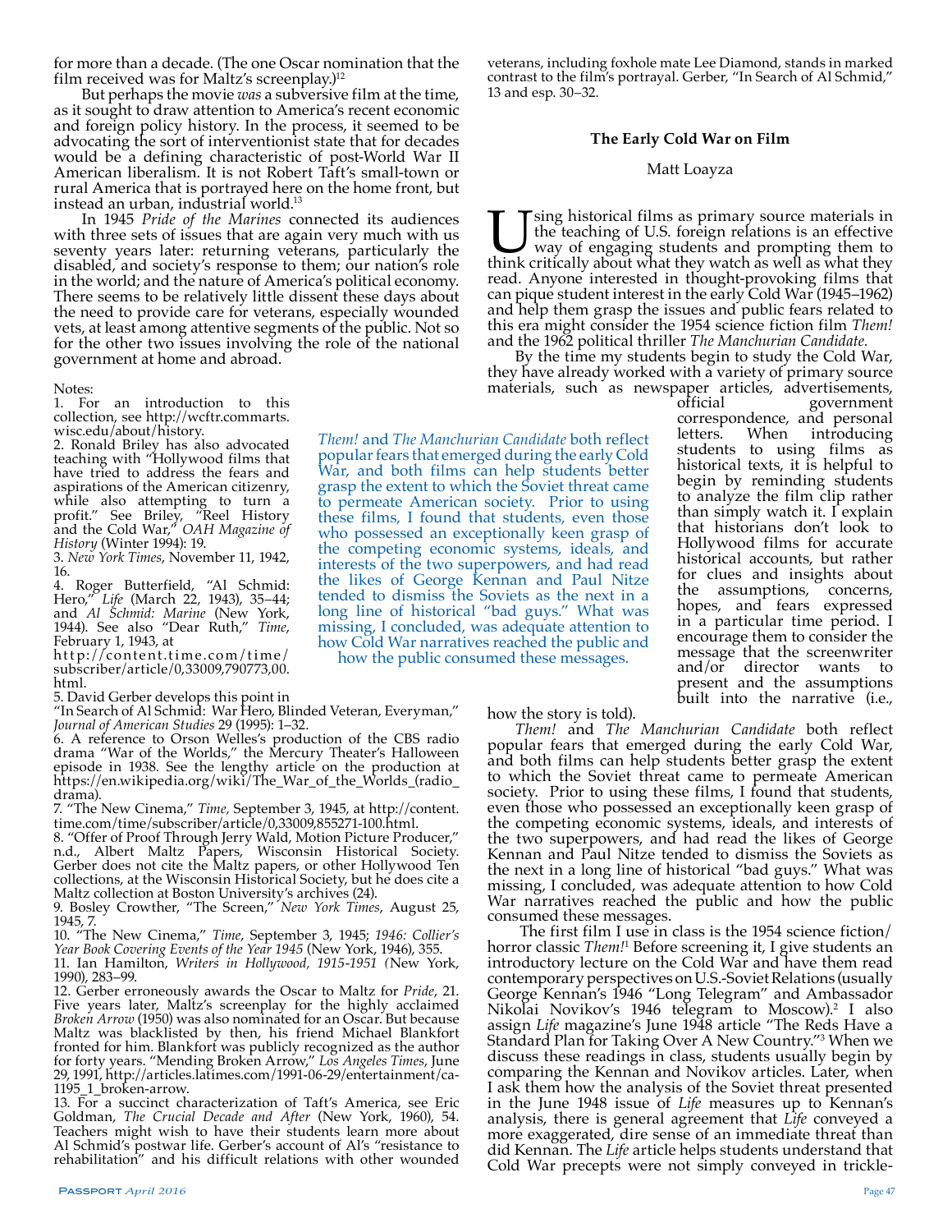for more than a decade. (The one Oscar nomination that the film received was for Maltz's screenplay.)[12]

But perhaps the movie *was* a subversive film at the time, as it sought to draw attention to America's recent economic and foreign policy history. In the process, it seemed to be advocating the sort of interventionist state that for decades would be a defining characteristic of post-World War II American liberalism. It is not Robert Taft's small-town or rural America that is portrayed here on the home front, but instead an urban, industrial world.[13]

In 1945 *Pride of the Marines* connected its audiences with three sets of issues that are again very much with us seventy years later: returning veterans, particularly the disabled, and society's response to them; our nation's role in the world; and the nature of America's political economy. There seems to be relatively little dissent these days about the need to provide care for veterans, especially wounded vets, at least among attentive segments of the public. Not so for the other two issues involving the role of the national government at home and abroad.

Notes:
1. For an introduction to this collection, see http://wcftr.commarts.wisc.edu/about/history.
2. Ronald Briley has also advocated teaching with "Hollywood films that have tried to address the fears and aspirations of the American citizenry, while also attempting to turn a profit." See Briley, "Reel History and the Cold War," *OAH Magazine of History* (Winter 1994): 19.
3. *New York Times*, November 11, 1942, 16.
4. Roger Butterfield, "Al Schmid: Hero," *Life* (March 22, 1943), 35–44; and *Al Schmid: Marine* (New York, 1944). See also "Dear Ruth," *Time*, February 1, 1943, at http://content.time.com/time/subscriber/article/0,33009,790773,00.html.
5. David Gerber develops this point in "In Search of Al Schmid: War Hero, Blinded Veteran, Everyman," *Journal of American Studies* 29 (1995): 1–32.
6. A reference to Orson Welles's production of the CBS radio drama "War of the Worlds," the Mercury Theater's Halloween episode in 1938. See the lengthy article on the production at https://en.wikipedia.org/wiki/The_War_of_the_Worlds_(radio_drama).
7. "The New Cinema," *Time*, September 3, 1945, at http://content.time.com/time/subscriber/article/0,33009,855271-100.html.
8. "Offer of Proof Through Jerry Wald, Motion Picture Producer," n.d., Albert Maltz Papers, Wisconsin Historical Society. Gerber does not cite the Maltz papers, or other Hollywood Ten collections, at the Wisconsin Historical Society, but he does cite a Maltz collection at Boston University's archives (24).
9. Bosley Crowther, "The Screen," *New York Times*, August 25, 1945, 7.
10. "The New Cinema," *Time*, September 3, 1945; *1946: Collier's Year Book Covering Events of the Year 1945* (New York, 1946), 355.
11. Ian Hamilton, *Writers in Hollywood, 1915-1951* (New York, 1990), 283–99.
12. Gerber erroneously awards the Oscar to Maltz for *Pride*, 21. Five years later, Maltz's screenplay for the highly acclaimed *Broken Arrow* (1950) was also nominated for an Oscar. But because Maltz was blacklisted by then, his friend Michael Blankfort fronted for him. Blankfort was publicly recognized as the author for forty years. "Mending Broken Arrow," *Los Angeles Times*, June 29, 1991, http://articles.latimes.com/1991-06-29/entertainment/ca-1195_1_broken-arrow.
13. For a succinct characterization of Taft's America, see Eric Goldman, *The Crucial Decade and After* (New York, 1960), 54. Teachers might wish to have their students learn more about Al Schmid's postwar life. Gerber's account of Al's "resistance to rehabilitation" and his difficult relations with other wounded veterans, including foxhole mate Lee Diamond, stands in marked contrast to the film's portrayal. Gerber, "In Search of Al Schmid," 13 and esp. 30–32.

## The Early Cold War on Film

Matt Loayza

Using historical films as primary source materials in the teaching of U.S. foreign relations is an effective way of engaging students and prompting them to think critically about what they watch as well as what they read. Anyone interested in thought-provoking films that can pique student interest in the early Cold War (1945–1962) and help them grasp the issues and public fears related to this era might consider the 1954 science fiction film *Them!* and the 1962 political thriller *The Manchurian Candidate.*

By the time my students begin to study the Cold War, they have already worked with a variety of primary source materials, such as newspaper articles, advertisements, official government correspondence, and personal letters. When introducing students to using films as historical texts, it is helpful to begin by reminding students to analyze the film clip rather than simply watch it. I explain that historians don't look to Hollywood films for accurate historical accounts, but rather for clues and insights about the assumptions, concerns, hopes, and fears expressed in a particular time period. I encourage them to consider the message that the screenwriter and/or director wants to present and the assumptions built into the narrative (i.e., how the story is told).

*Them!* and *The Manchurian Candidate* both reflect popular fears that emerged during the early Cold War, and both films can help students better grasp the extent to which the Soviet threat came to permeate American society. Prior to using these films, I found that students, even those who possessed an exceptionally keen grasp of the competing economic systems, ideals, and interests of the two superpowers, and had read the likes of George Kennan and Paul Nitze tended to dismiss the Soviets as the next in a long line of historical "bad guys." What was missing, I concluded, was adequate attention to how Cold War narratives reached the public and how the public consumed these messages.

The first film I use in class is the 1954 science fiction/horror classic *Them!*[1] Before screening it, I give students an introductory lecture on the Cold War and have them read contemporary perspectives on U.S.-Soviet Relations (usually George Kennan's 1946 "Long Telegram" and Ambassador Nikolai Novikov's 1946 telegram to Moscow).[2] I also assign *Life* magazine's June 1948 article "The Reds Have a Standard Plan for Taking Over A New Country."[3] When we discuss these readings in class, students usually begin by comparing the Kennan and Novikov articles. Later, when I ask them how the analysis of the Soviet threat presented in the June 1948 issue of *Life* measures up to Kennan's analysis, there is general agreement that *Life* conveyed a more exaggerated, dire sense of an immediate threat than did Kennan. The *Life* article helps students understand that Cold War precepts were not simply conveyed in trickle-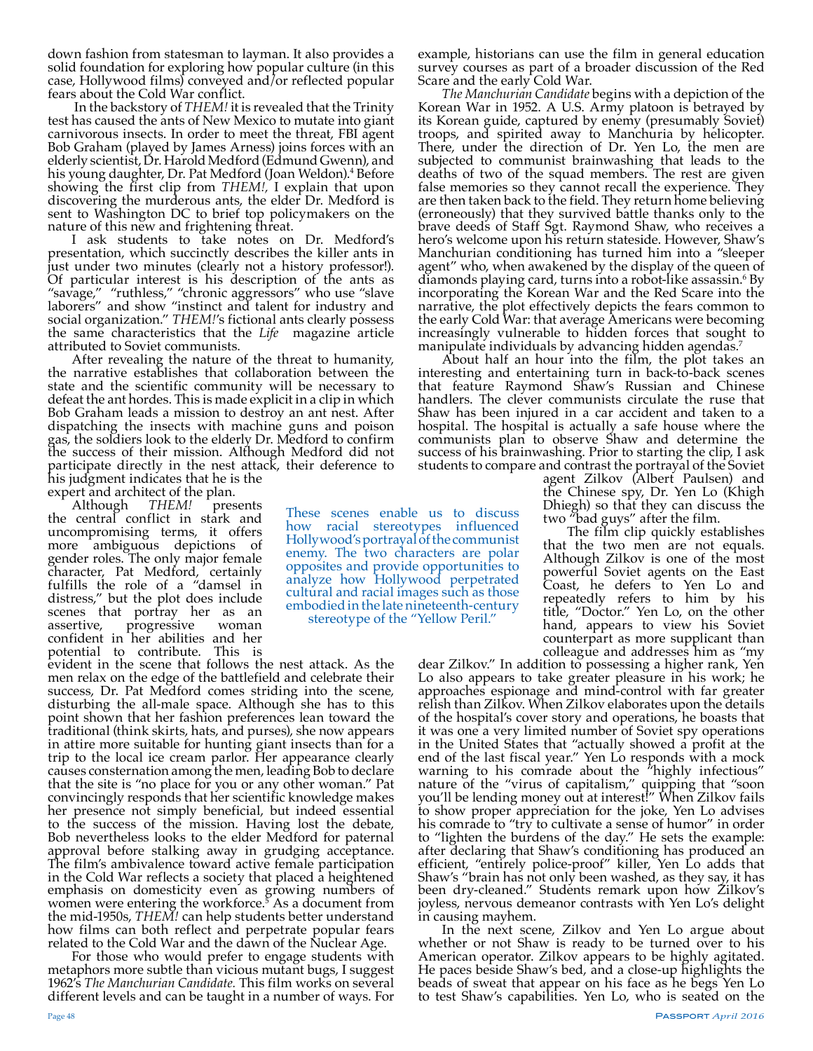down fashion from statesman to layman. It also provides a solid foundation for exploring how popular culture (in this case, Hollywood films) conveyed and/or reflected popular fears about the Cold War conflict.

In the backstory of *THEM!* it is revealed that the Trinity test has caused the ants of New Mexico to mutate into giant carnivorous insects. In order to meet the threat, FBI agent Bob Graham (played by James Arness) joins forces with an elderly scientist, Dr. Harold Medford (Edmund Gwenn), and his young daughter, Dr. Pat Medford (Joan Weldon).[4] Before showing the first clip from *THEM!*, I explain that upon discovering the murderous ants, the elder Dr. Medford is sent to Washington DC to brief top policymakers on the nature of this new and frightening threat.

I ask students to take notes on Dr. Medford's presentation, which succinctly describes the killer ants in just under two minutes (clearly not a history professor!). Of particular interest is his description of the ants as "savage," "ruthless," "chronic aggressors" who use "slave laborers" and show "instinct and talent for industry and social organization." *THEM!*'s fictional ants clearly possess the same characteristics that the *Life* magazine article attributed to Soviet communists.

After revealing the nature of the threat to humanity, the narrative establishes that collaboration between the state and the scientific community will be necessary to defeat the ant hordes. This is made explicit in a clip in which Bob Graham leads a mission to destroy an ant nest. After dispatching the insects with machine guns and poison gas, the soldiers look to the elderly Dr. Medford to confirm the success of their mission. Although Medford did not participate directly in the nest attack, their deference to his judgment indicates that he is the expert and architect of the plan.

Although *THEM!* presents the central conflict in stark and uncompromising terms, it offers more ambiguous depictions of gender roles. The only major female character, Pat Medford, certainly fulfills the role of a "damsel in distress," but the plot does include scenes that portray her as an assertive, progressive woman confident in her abilities and her potential to contribute. This is evident in the scene that follows the nest attack. As the men relax on the edge of the battlefield and celebrate their success, Dr. Pat Medford comes striding into the scene, disturbing the all-male space. Although she has to this point shown that her fashion preferences lean toward the traditional (think skirts, hats, and purses), she now appears in attire more suitable for hunting giant insects than for a trip to the local ice cream parlor. Her appearance clearly causes consternation among the men, leading Bob to declare that the site is "no place for you or any other woman." Pat convincingly responds that her scientific knowledge makes her presence not simply beneficial, but indeed essential to the success of the mission. Having lost the debate, Bob nevertheless looks to the elder Medford for paternal approval before stalking away in grudging acceptance. The film's ambivalence toward active female participation in the Cold War reflects a society that placed a heightened emphasis on domesticity even as growing numbers of women were entering the workforce.[5] As a document from the mid-1950s, *THEM!* can help students better understand how films can both reflect and perpetrate popular fears related to the Cold War and the dawn of the Nuclear Age.

For those who would prefer to engage students with metaphors more subtle than vicious mutant bugs, I suggest 1962's *The Manchurian Candidate*. This film works on several different levels and can be taught in a number of ways. For example, historians can use the film in general education survey courses as part of a broader discussion of the Red Scare and the early Cold War.

*The Manchurian Candidate* begins with a depiction of the Korean War in 1952. A U.S. Army platoon is betrayed by its Korean guide, captured by enemy (presumably Soviet) troops, and spirited away to Manchuria by helicopter. There, under the direction of Dr. Yen Lo, the men are subjected to communist brainwashing that leads to the deaths of two of the squad members. The rest are given false memories so they cannot recall the experience. They are then taken back to the field. They return home believing (erroneously) that they survived battle thanks only to the brave deeds of Staff Sgt. Raymond Shaw, who receives a hero's welcome upon his return stateside. However, Shaw's Manchurian conditioning has turned him into a "sleeper agent" who, when awakened by the display of the queen of diamonds playing card, turns into a robot-like assassin.[6] By incorporating the Korean War and the Red Scare into the narrative, the plot effectively depicts the fears common to the early Cold War: that average Americans were becoming increasingly vulnerable to hidden forces that sought to manipulate individuals by advancing hidden agendas.[7]

About half an hour into the film, the plot takes an interesting and entertaining turn in back-to-back scenes that feature Raymond Shaw's Russian and Chinese handlers. The clever communists circulate the ruse that Shaw has been injured in a car accident and taken to a hospital. The hospital is actually a safe house where the communists plan to observe Shaw and determine the success of his brainwashing. Prior to starting the clip, I ask students to compare and contrast the portrayal of the Soviet agent Zilkov (Albert Paulsen) and the Chinese spy, Dr. Yen Lo (Khigh Dhiegh) so that they can discuss the two "bad guys" after the film.

> These scenes enable us to discuss how racial stereotypes influenced Hollywood's portrayal of the communist enemy. The two characters are polar opposites and provide opportunities to analyze how Hollywood perpetrated cultural and racial images such as those embodied in the late nineteenth-century stereotype of the "Yellow Peril."

The film clip quickly establishes that the two men are not equals. Although Zilkov is one of the most powerful Soviet agents on the East Coast, he defers to Yen Lo and repeatedly refers to him by his title, "Doctor." Yen Lo, on the other hand, appears to view his Soviet counterpart as more supplicant than colleague and addresses him as "my dear Zilkov." In addition to possessing a higher rank, Yen Lo also appears to take greater pleasure in his work; he approaches espionage and mind-control with far greater relish than Zilkov. When Zilkov elaborates upon the details of the hospital's cover story and operations, he boasts that it was one a very limited number of Soviet spy operations in the United States that "actually showed a profit at the end of the last fiscal year." Yen Lo responds with a mock warning to his comrade about the "highly infectious" nature of the "virus of capitalism," quipping that "soon you'll be lending money out at interest!" When Zilkov fails to show proper appreciation for the joke, Yen Lo advises his comrade to "try to cultivate a sense of humor" in order to "lighten the burdens of the day." He sets the example: after declaring that Shaw's conditioning has produced an efficient, "entirely police-proof" killer, Yen Lo adds that Shaw's "brain has not only been washed, as they say, it has been dry-cleaned." Students remark upon how Zilkov's joyless, nervous demeanor contrasts with Yen Lo's delight in causing mayhem.

In the next scene, Zilkov and Yen Lo argue about whether or not Shaw is ready to be turned over to his American operator. Zilkov appears to be highly agitated. He paces beside Shaw's bed, and a close-up highlights the beads of sweat that appear on his face as he begs Yen Lo to test Shaw's capabilities. Yen Lo, who is seated on the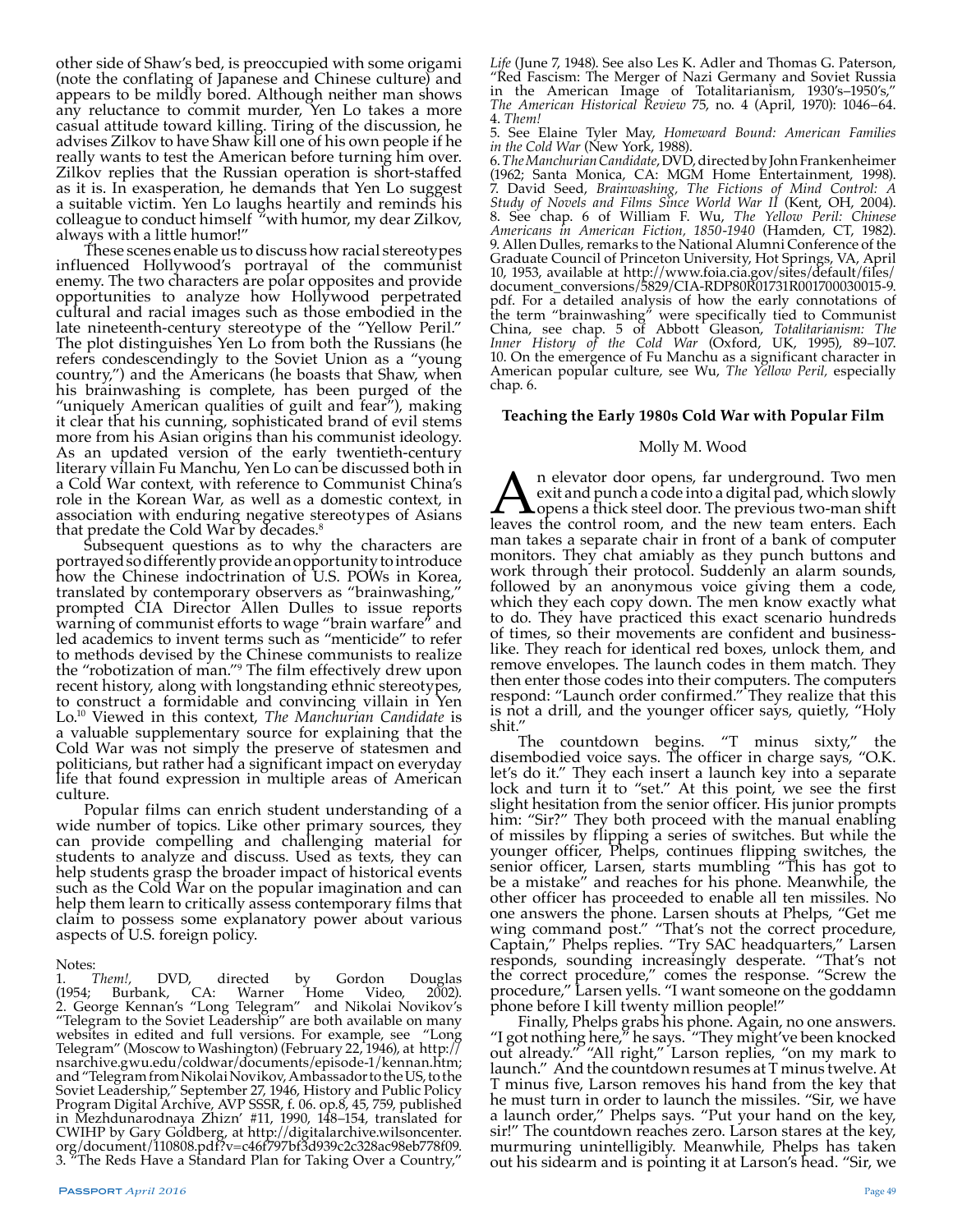other side of Shaw's bed, is preoccupied with some origami (note the conflating of Japanese and Chinese culture) and appears to be mildly bored. Although neither man shows any reluctance to commit murder, Yen Lo takes a more casual attitude toward killing. Tiring of the discussion, he advises Zilkov to have Shaw kill one of his own people if he really wants to test the American before turning him over. Zilkov replies that the Russian operation is short-staffed as it is. In exasperation, he demands that Yen Lo suggest a suitable victim. Yen Lo laughs heartily and reminds his colleague to conduct himself "with humor, my dear Zilkov, always with a little humor!"

These scenes enable us to discuss how racial stereotypes influenced Hollywood's portrayal of the communist enemy. The two characters are polar opposites and provide opportunities to analyze how Hollywood perpetrated cultural and racial images such as those embodied in the late nineteenth-century stereotype of the "Yellow Peril." The plot distinguishes Yen Lo from both the Russians (he refers condescendingly to the Soviet Union as a "young country,") and the Americans (he boasts that Shaw, when his brainwashing is complete, has been purged of the "uniquely American qualities of guilt and fear"), making it clear that his cunning, sophisticated brand of evil stems more from his Asian origins than his communist ideology. As an updated version of the early twentieth-century literary villain Fu Manchu, Yen Lo can be discussed both in a Cold War context, with reference to Communist China's role in the Korean War, as well as a domestic context, in association with enduring negative stereotypes of Asians that predate the Cold War by decades.[8]

Subsequent questions as to why the characters are portrayed so differently provide an opportunity to introduce how the Chinese indoctrination of U.S. POWs in Korea, translated by contemporary observers as "brainwashing," prompted CIA Director Allen Dulles to issue reports warning of communist efforts to wage "brain warfare" and led academics to invent terms such as "menticide" to refer to methods devised by the Chinese communists to realize the "robotization of man."[9] The film effectively drew upon recent history, along with longstanding ethnic stereotypes, to construct a formidable and convincing villain in Yen Lo.[10] Viewed in this context, *The Manchurian Candidate* is a valuable supplementary source for explaining that the Cold War was not simply the preserve of statesmen and politicians, but rather had a significant impact on everyday life that found expression in multiple areas of American culture.

Popular films can enrich student understanding of a wide number of topics. Like other primary sources, they can provide compelling and challenging material for students to analyze and discuss. Used as texts, they can help students grasp the broader impact of historical events such as the Cold War on the popular imagination and can help them learn to critically assess contemporary films that claim to possess some explanatory power about various aspects of U.S. foreign policy.

Notes:
1. *Them!,* DVD, directed by Gordon Douglas (1954; Burbank, CA: Warner Home Video, 2002).
2. George Kennan's "Long Telegram" and Nikolai Novikov's "Telegram to the Soviet Leadership" are both available on many websites in edited and full versions. For example, see "Long Telegram" (Moscow to Washington) (February 22, 1946), at http://nsarchive.gwu.edu/coldwar/documents/episode-1/kennan.htm; and "Telegram from Nikolai Novikov, Ambassador to the US, to the Soviet Leadership," September 27, 1946, History and Public Policy Program Digital Archive, AVP SSSR, f. 06. op.8, 45, 759, published in Mezhdunarodnaya Zhizn' #11, 1990, 148–154, translated for CWIHP by Gary Goldberg, at http://digitalarchive.wilsoncenter.org/document/110808.pdf?v=c46f797bf3d939c2c328ac98eb778f09.
3. "The Reds Have a Standard Plan for Taking Over a Country," *Life* (June 7, 1948). See also Les K. Adler and Thomas G. Paterson, "Red Fascism: The Merger of Nazi Germany and Soviet Russia in the American Image of Totalitarianism, 1930's–1950's," *The American Historical Review* 75, no. 4 (April, 1970): 1046–64.
4. *Them!*
5. See Elaine Tyler May, *Homeward Bound: American Families in the Cold War* (New York, 1988).
6. *The Manchurian Candidate*, DVD, directed by John Frankenheimer (1962; Santa Monica, CA: MGM Home Entertainment, 1998).
7. David Seed, *Brainwashing, The Fictions of Mind Control: A Study of Novels and Films Since World War II* (Kent, OH, 2004).
8. See chap. 6 of William F. Wu, *The Yellow Peril: Chinese Americans in American Fiction, 1850-1940* (Hamden, CT, 1982).
9. Allen Dulles, remarks to the National Alumni Conference of the Graduate Council of Princeton University, Hot Springs, VA, April 10, 1953, available at http://www.foia.cia.gov/sites/default/files/document_conversions/5829/CIA-RDP80R01731R001700030015-9.pdf. For a detailed analysis of how the early connotations of the term "brainwashing" were specifically tied to Communist China, see chap. 5 of Abbott Gleason, *Totalitarianism: The Inner History of the Cold War* (Oxford, UK, 1995), 89–107.
10. On the emergence of Fu Manchu as a significant character in American popular culture, see Wu, *The Yellow Peril,* especially chap. 6.

## Teaching the Early 1980s Cold War with Popular Film

Molly M. Wood

An elevator door opens, far underground. Two men exit and punch a code into a digital pad, which slowly opens a thick steel door. The previous two-man shift leaves the control room, and the new team enters. Each man takes a separate chair in front of a bank of computer monitors. They chat amiably as they punch buttons and work through their protocol. Suddenly an alarm sounds, followed by an anonymous voice giving them a code, which they each copy down. The men know exactly what to do. They have practiced this exact scenario hundreds of times, so their movements are confident and business-like. They reach for identical red boxes, unlock them, and remove envelopes. The launch codes in them match. They then enter those codes into their computers. The computers respond: "Launch order confirmed." They realize that this is not a drill, and the younger officer says, quietly, "Holy shit."

The countdown begins. "T minus sixty," the disembodied voice says. The officer in charge says, "O.K. let's do it." They each insert a launch key into a separate lock and turn it to "set." At this point, we see the first slight hesitation from the senior officer. His junior prompts him: "Sir?" They both proceed with the manual enabling of missiles by flipping a series of switches. But while the younger officer, Phelps, continues flipping switches, the senior officer, Larsen, starts mumbling "This has got to be a mistake" and reaches for his phone. Meanwhile, the other officer has proceeded to enable all ten missiles. No one answers the phone. Larsen shouts at Phelps, "Get me wing command post." "That's not the correct procedure, Captain," Phelps replies. "Try SAC headquarters," Larsen responds, sounding increasingly desperate. "That's not the correct procedure," comes the response. "Screw the procedure," Larsen yells. "I want someone on the goddamn phone before I kill twenty million people!"

Finally, Phelps grabs his phone. Again, no one answers. "I got nothing here," he says. "They might've been knocked out already." "All right," Larson replies, "on my mark to launch." And the countdown resumes at T minus twelve. At T minus five, Larson removes his hand from the key that he must turn in order to launch the missiles. "Sir, we have a launch order," Phelps says. "Put your hand on the key, sir!" The countdown reaches zero. Larson stares at the key, murmuring unintelligibly. Meanwhile, Phelps has taken out his sidearm and is pointing it at Larson's head. "Sir, we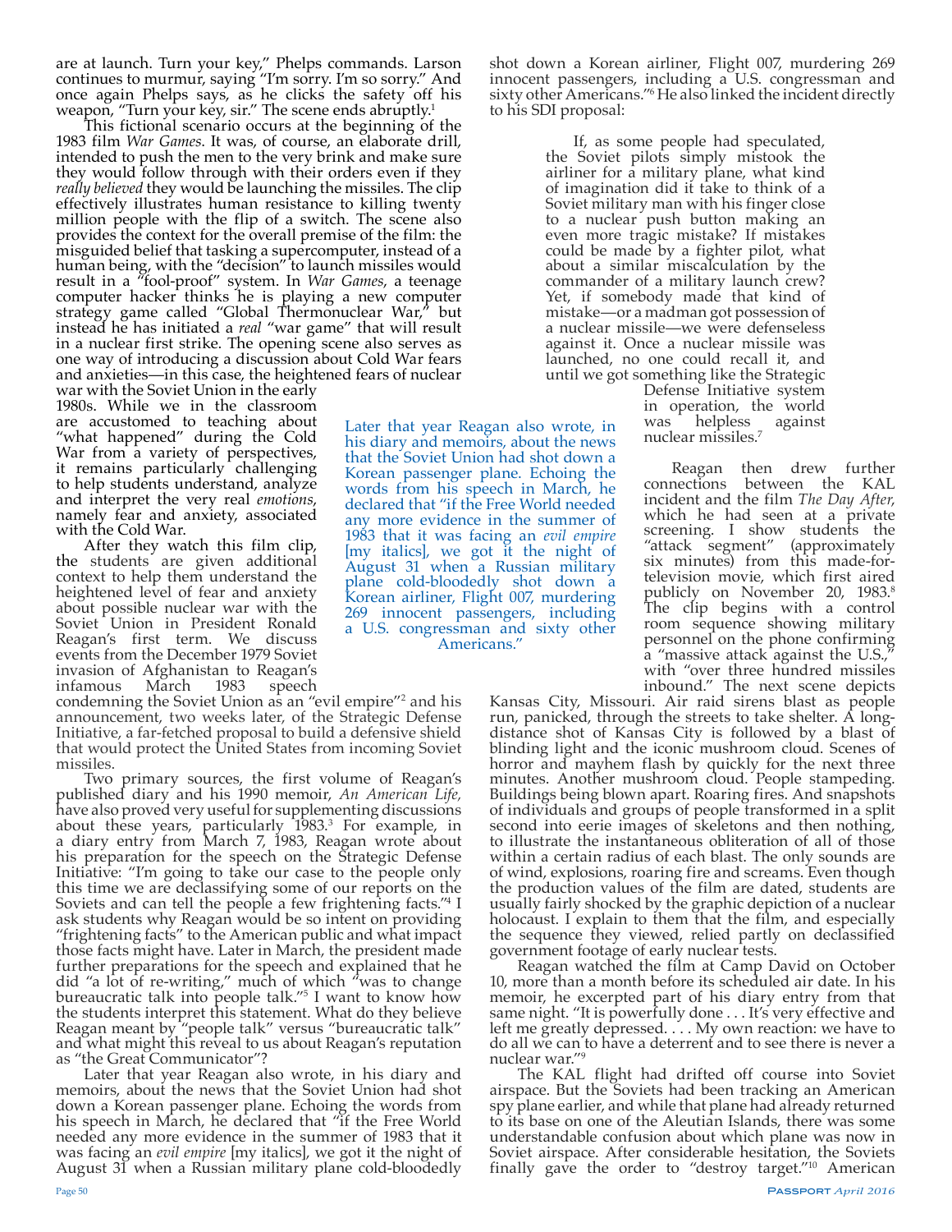are at launch. Turn your key," Phelps commands. Larson continues to murmur, saying "I'm sorry. I'm so sorry." And once again Phelps says, as he clicks the safety off his weapon, "Turn your key, sir." The scene ends abruptly.[1]

This fictional scenario occurs at the beginning of the 1983 film *War Games*. It was, of course, an elaborate drill, intended to push the men to the very brink and make sure they would follow through with their orders even if they *really believed* they would be launching the missiles. The clip effectively illustrates human resistance to killing twenty million people with the flip of a switch. The scene also provides the context for the overall premise of the film: the misguided belief that tasking a supercomputer, instead of a human being, with the "decision" to launch missiles would result in a "fool-proof" system. In *War Games*, a teenage computer hacker thinks he is playing a new computer strategy game called "Global Thermonuclear War," but instead he has initiated a *real* "war game" that will result in a nuclear first strike. The opening scene also serves as one way of introducing a discussion about Cold War fears and anxieties—in this case, the heightened fears of nuclear war with the Soviet Union in the early 1980s. While we in the classroom are accustomed to teaching about "what happened" during the Cold War from a variety of perspectives, it remains particularly challenging to help students understand, analyze and interpret the very real *emotions*, namely fear and anxiety, associated with the Cold War.

After they watch this film clip, the students are given additional context to help them understand the heightened level of fear and anxiety about possible nuclear war with the Soviet Union in President Ronald Reagan's first term. We discuss events from the December 1979 Soviet invasion of Afghanistan to Reagan's infamous March 1983 speech condemning the Soviet Union as an "evil empire"[2] and his announcement, two weeks later, of the Strategic Defense Initiative, a far-fetched proposal to build a defensive shield that would protect the United States from incoming Soviet missiles.

Two primary sources, the first volume of Reagan's published diary and his 1990 memoir, *An American Life*, have also proved very useful for supplementing discussions about these years, particularly 1983.[3] For example, in a diary entry from March 7, 1983, Reagan wrote about his preparation for the speech on the Strategic Defense Initiative: "I'm going to take our case to the people only this time we are declassifying some of our reports on the Soviets and can tell the people a few frightening facts."[4] I ask students why Reagan would be so intent on providing "frightening facts" to the American public and what impact those facts might have. Later in March, the president made further preparations for the speech and explained that he did "a lot of re-writing," much of which "was to change bureaucratic talk into people talk."[5] I want to know how the students interpret this statement. What do they believe Reagan meant by "people talk" versus "bureaucratic talk" and what might this reveal to us about Reagan's reputation as "the Great Communicator"?

Later that year Reagan also wrote, in his diary and memoirs, about the news that the Soviet Union had shot down a Korean passenger plane. Echoing the words from his speech in March, he declared that "if the Free World needed any more evidence in the summer of 1983 that it was facing an *evil empire* [my italics], we got it the night of August 31 when a Russian military plane cold-bloodedly shot down a Korean airliner, Flight 007, murdering 269 innocent passengers, including a U.S. congressman and sixty other Americans."[6] He also linked the incident directly to his SDI proposal:

> If, as some people had speculated, the Soviet pilots simply mistook the airliner for a military plane, what kind of imagination did it take to think of a Soviet military man with his finger close to a nuclear push button making an even more tragic mistake? If mistakes could be made by a fighter pilot, what about a similar miscalculation by the commander of a military launch crew? Yet, if somebody made that kind of mistake—or a madman got possession of a nuclear missile—we were defenseless against it. Once a nuclear missile was launched, no one could recall it, and until we got something like the Strategic Defense Initiative system in operation, the world was helpless against nuclear missiles.[7]

Later that year Reagan also wrote, in his diary and memoirs, about the news that the Soviet Union had shot down a Korean passenger plane. Echoing the words from his speech in March, he declared that "if the Free World needed any more evidence in the summer of 1983 that it was facing an *evil empire* [my italics], we got it the night of August 31 when a Russian military plane cold-bloodedly shot down a Korean airliner, Flight 007, murdering 269 innocent passengers, including a U.S. congressman and sixty other Americans."

Reagan then drew further connections between the KAL incident and the film *The Day After*, which he had seen at a private screening. I show students the "attack segment" (approximately six minutes) from this made-for-television movie, which first aired publicly on November 20, 1983.[8] The clip begins with a control room sequence showing military personnel on the phone confirming a "massive attack against the U.S.," with "over three hundred missiles inbound." The next scene depicts Kansas City, Missouri. Air raid sirens blast as people run, panicked, through the streets to take shelter. A long-distance shot of Kansas City is followed by a blast of blinding light and the iconic mushroom cloud. Scenes of horror and mayhem flash by quickly for the next three minutes. Another mushroom cloud. People stampeding. Buildings being blown apart. Roaring fires. And snapshots of individuals and groups of people transformed in a split second into eerie images of skeletons and then nothing, to illustrate the instantaneous obliteration of all of those within a certain radius of each blast. The only sounds are of wind, explosions, roaring fire and screams. Even though the production values of the film are dated, students are usually fairly shocked by the graphic depiction of a nuclear holocaust. I explain to them that the film, and especially the sequence they viewed, relied partly on declassified government footage of early nuclear tests.

Reagan watched the film at Camp David on October 10, more than a month before its scheduled air date. In his memoir, he excerpted part of his diary entry from that same night. "It is powerfully done . . . It's very effective and left me greatly depressed. . . . My own reaction: we have to do all we can to have a deterrent and to see there is never a nuclear war."[9]

The KAL flight had drifted off course into Soviet airspace. But the Soviets had been tracking an American spy plane earlier, and while that plane had already returned to its base on one of the Aleutian Islands, there was some understandable confusion about which plane was now in Soviet airspace. After considerable hesitation, the Soviets finally gave the order to "destroy target."[10] American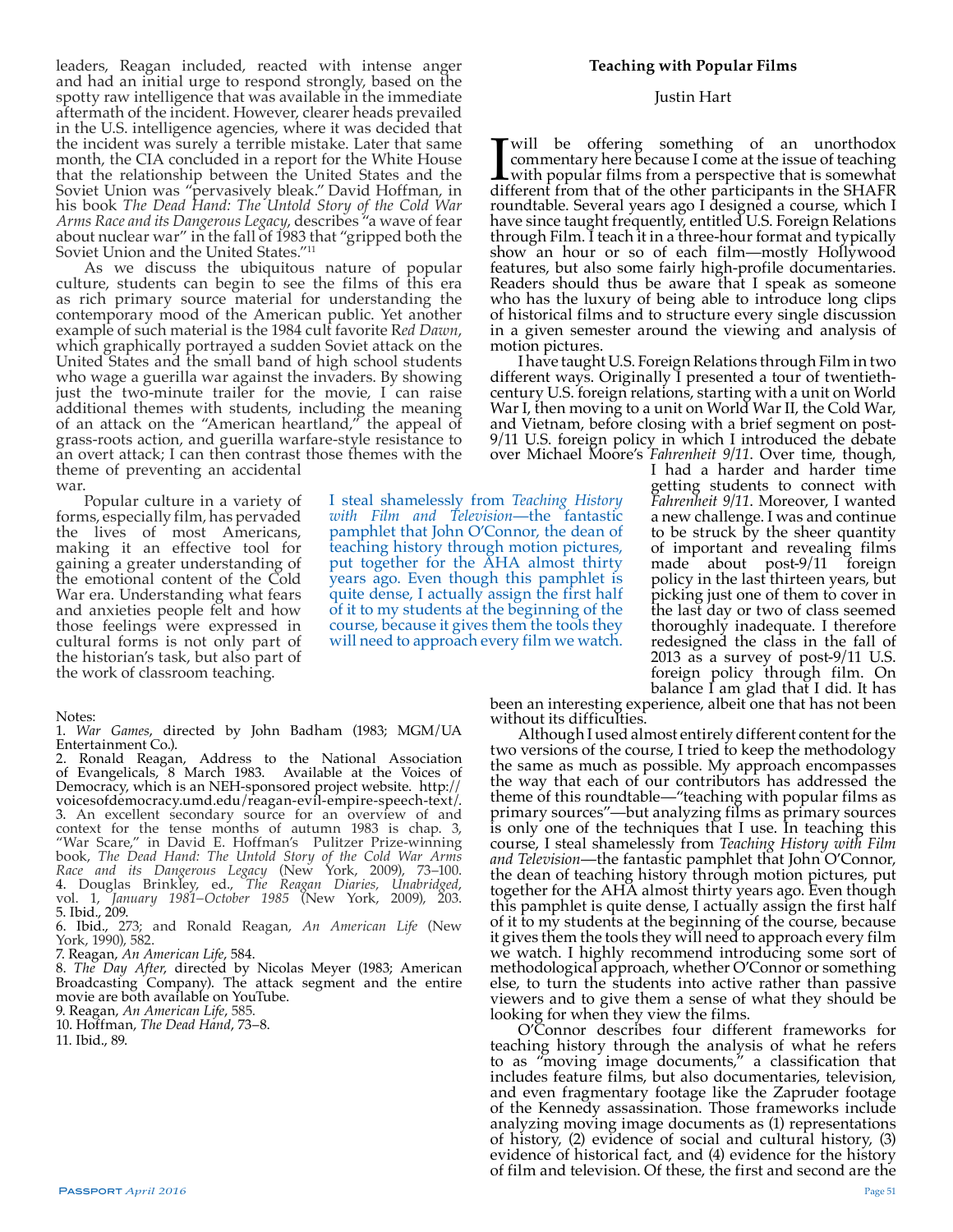leaders, Reagan included, reacted with intense anger and had an initial urge to respond strongly, based on the spotty raw intelligence that was available in the immediate aftermath of the incident. However, clearer heads prevailed in the U.S. intelligence agencies, where it was decided that the incident was surely a terrible mistake. Later that same month, the CIA concluded in a report for the White House that the relationship between the United States and the Soviet Union was "pervasively bleak." David Hoffman, in his book *The Dead Hand: The Untold Story of the Cold War Arms Race and its Dangerous Legacy*, describes "a wave of fear about nuclear war" in the fall of 1983 that "gripped both the Soviet Union and the United States."[11]

As we discuss the ubiquitous nature of popular culture, students can begin to see the films of this era as rich primary source material for understanding the contemporary mood of the American public. Yet another example of such material is the 1984 cult favorite *Red Dawn*, which graphically portrayed a sudden Soviet attack on the United States and the small band of high school students who wage a guerilla war against the invaders. By showing just the two-minute trailer for the movie, I can raise additional themes with students, including the meaning of an attack on the "American heartland," the appeal of grass-roots action, and guerilla warfare-style resistance to an overt attack; I can then contrast those themes with the theme of preventing an accidental war.

Popular culture in a variety of forms, especially film, has pervaded the lives of most Americans, making it an effective tool for gaining a greater understanding of the emotional content of the Cold War era. Understanding what fears and anxieties people felt and how those feelings were expressed in cultural forms is not only part of the historian's task, but also part of the work of classroom teaching.

Notes:
1. *War Games*, directed by John Badham (1983; MGM/UA Entertainment Co.).
2. Ronald Reagan, Address to the National Association of Evangelicals, 8 March 1983. Available at the Voices of Democracy, which is an NEH-sponsored project website. http://voicesofdemocracy.umd.edu/reagan-evil-empire-speech-text/.
3. An excellent secondary source for an overview of and context for the tense months of autumn 1983 is chap. 3, "War Scare," in David E. Hoffman's Pulitzer Prize-winning book, *The Dead Hand: The Untold Story of the Cold War Arms Race and its Dangerous Legacy* (New York, 2009), 73–100.
4. Douglas Brinkley, ed., *The Reagan Diaries, Unabridged*, vol. 1, *January 1981–October 1985* (New York, 2009), 203.
5. Ibid., 209.
6. Ibid., 273; and Ronald Reagan, *An American Life* (New York, 1990), 582.
7. Reagan, *An American Life*, 584.
8. *The Day After*, directed by Nicolas Meyer (1983; American Broadcasting Company). The attack segment and the entire movie are both available on YouTube.
9. Reagan, *An American Life*, 585.
10. Hoffman, *The Dead Hand*, 73–8.
11. Ibid., 89.

## Teaching with Popular Films

Justin Hart

I will be offering something of an unorthodox commentary here because I come at the issue of teaching with popular films from a perspective that is somewhat different from that of the other participants in the SHAFR roundtable. Several years ago I designed a course, which I have since taught frequently, entitled U.S. Foreign Relations through Film. I teach it in a three-hour format and typically show an hour or so of each film—mostly Hollywood features, but also some fairly high-profile documentaries. Readers should thus be aware that I speak as someone who has the luxury of being able to introduce long clips of historical films and to structure every single discussion in a given semester around the viewing and analysis of motion pictures.

I have taught U.S. Foreign Relations through Film in two different ways. Originally I presented a tour of twentieth-century U.S. foreign relations, starting with a unit on World War I, then moving to a unit on World War II, the Cold War, and Vietnam, before closing with a brief segment on post-9/11 U.S. foreign policy in which I introduced the debate over Michael Moore's *Fahrenheit 9/11*. Over time, though, I had a harder and harder time getting students to connect with *Fahrenheit 9/11*. Moreover, I wanted a new challenge. I was and continue to be struck by the sheer quantity of important and revealing films made about post-9/11 foreign policy in the last thirteen years, but picking just one of them to cover in the last day or two of class seemed thoroughly inadequate. I therefore redesigned the class in the fall of 2013 as a survey of post-9/11 U.S. foreign policy through film. On balance I am glad that I did. It has been an interesting experience, albeit one that has not been without its difficulties.

Although I used almost entirely different content for the two versions of the course, I tried to keep the methodology the same as much as possible. My approach encompasses the way that each of our contributors has addressed the theme of this roundtable—"teaching with popular films as primary sources"—but analyzing films as primary sources is only one of the techniques that I use. In teaching this course, I steal shamelessly from *Teaching History with Film and Television*—the fantastic pamphlet that John O'Connor, the dean of teaching history through motion pictures, put together for the AHA almost thirty years ago. Even though this pamphlet is quite dense, I actually assign the first half of it to my students at the beginning of the course, because it gives them the tools they will need to approach every film we watch. I highly recommend introducing some sort of methodological approach, whether O'Connor or something else, to turn the students into active rather than passive viewers and to give them a sense of what they should be looking for when they view the films.

O'Connor describes four different frameworks for teaching history through the analysis of what he refers to as "moving image documents," a classification that includes feature films, but also documentaries, television, and even fragmentary footage like the Zapruder footage of the Kennedy assassination. Those frameworks include analyzing moving image documents as (1) representations of history, (2) evidence of social and cultural history, (3) evidence of historical fact, and (4) evidence for the history of film and television. Of these, the first and second are the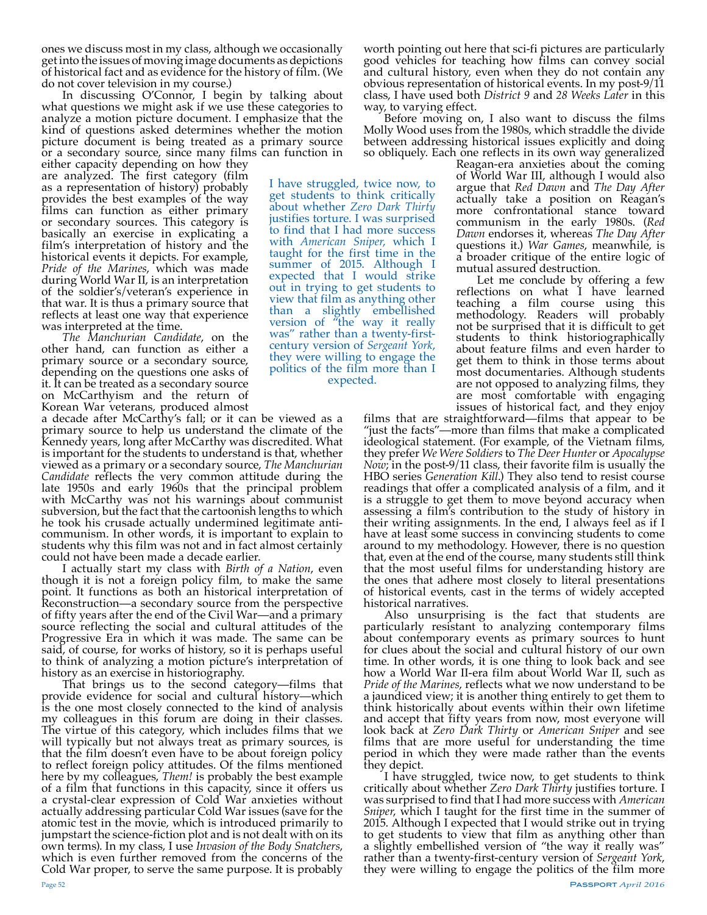ones we discuss most in my class, although we occasionally get into the issues of moving image documents as depictions of historical fact and as evidence for the history of film. (We do not cover television in my course.)

In discussing O'Connor, I begin by talking about what questions we might ask if we use these categories to analyze a motion picture document. I emphasize that the kind of questions asked determines whether the motion picture document is being treated as a primary source or a secondary source, since many films can function in either capacity depending on how they are analyzed. The first category (film as a representation of history) probably provides the best examples of the way films can function as either primary or secondary sources. This category is basically an exercise in explicating a film's interpretation of history and the historical events it depicts. For example, *Pride of the Marines*, which was made during World War II, is an interpretation of the soldier's/veteran's experience in that war. It is thus a primary source that reflects at least one way that experience was interpreted at the time.

*The Manchurian Candidate*, on the other hand, can function as either a primary source or a secondary source, depending on the questions one asks of it. It can be treated as a secondary source on McCarthyism and the return of Korean War veterans, produced almost a decade after McCarthy's fall; or it can be viewed as a primary source to help us understand the climate of the Kennedy years, long after McCarthy was discredited. What is important for the students to understand is that, whether viewed as a primary or a secondary source, *The Manchurian Candidate* reflects the very common attitude during the late 1950s and early 1960s that the principal problem with McCarthy was not his warnings about communist subversion, but the fact that the cartoonish lengths to which he took his crusade actually undermined legitimate anti-communism. In other words, it is important to explain to students why this film was not and in fact almost certainly could not have been made a decade earlier.

I actually start my class with *Birth of a Nation*, even though it is not a foreign policy film, to make the same point. It functions as both an historical interpretation of Reconstruction—a secondary source from the perspective of fifty years after the end of the Civil War—and a primary source reflecting the social and cultural attitudes of the Progressive Era in which it was made. The same can be said, of course, for works of history, so it is perhaps useful to think of analyzing a motion picture's interpretation of history as an exercise in historiography.

That brings us to the second category—films that provide evidence for social and cultural history—which is the one most closely connected to the kind of analysis my colleagues in this forum are doing in their classes. The virtue of this category, which includes films that we will typically but not always treat as primary sources, is that the film doesn't even have to be about foreign policy to reflect foreign policy attitudes. Of the films mentioned here by my colleagues, *Them!* is probably the best example of a film that functions in this capacity, since it offers us a crystal-clear expression of Cold War anxieties without actually addressing particular Cold War issues (save for the atomic test in the movie, which is introduced primarily to jumpstart the science-fiction plot and is not dealt with on its own terms). In my class, I use *Invasion of the Body Snatchers*, which is even further removed from the concerns of the Cold War proper, to serve the same purpose. It is probably worth pointing out here that sci-fi pictures are particularly good vehicles for teaching how films can convey social and cultural history, even when they do not contain any obvious representation of historical events. In my post-9/11 class, I have used both *District 9* and *28 Weeks Later* in this way, to varying effect.

Before moving on, I also want to discuss the films Molly Wood uses from the 1980s, which straddle the divide between addressing historical issues explicitly and doing so obliquely. Each one reflects in its own way generalized Reagan-era anxieties about the coming of World War III, although I would also argue that *Red Dawn* and *The Day After* actually take a position on Reagan's more confrontational stance toward communism in the early 1980s. (*Red Dawn* endorses it, whereas *The Day After* questions it.) *War Games*, meanwhile, is a broader critique of the entire logic of mutual assured destruction.

Let me conclude by offering a few reflections on what I have learned teaching a film course using this methodology. Readers will probably not be surprised that it is difficult to get students to think historiographically about feature films and even harder to get them to think in those terms about most documentaries. Although students are not opposed to analyzing films, they are most comfortable with engaging issues of historical fact, and they enjoy films that are straightforward—films that appear to be "just the facts"—more than films that make a complicated ideological statement. (For example, of the Vietnam films, they prefer *We Were Soldiers* to *The Deer Hunter* or *Apocalypse Now*; in the post-9/11 class, their favorite film is usually the HBO series *Generation Kill*.) They also tend to resist course readings that offer a complicated analysis of a film, and it is a struggle to get them to move beyond accuracy when assessing a film's contribution to the study of history in their writing assignments. In the end, I always feel as if I have at least some success in convincing students to come around to my methodology. However, there is no question that, even at the end of the course, many students still think that the most useful films for understanding history are the ones that adhere most closely to literal presentations of historical events, cast in the terms of widely accepted historical narratives.

Also unsurprising is the fact that students are particularly resistant to analyzing contemporary films about contemporary events as primary sources to hunt for clues about the social and cultural history of our own time. In other words, it is one thing to look back and see how a World War II-era film about World War II, such as *Pride of the Marines*, reflects what we now understand to be a jaundiced view; it is another thing entirely to get them to think historically about events within their own lifetime and accept that fifty years from now, most everyone will look back at *Zero Dark Thirty* or *American Sniper* and see films that are more useful for understanding the time period in which they were made rather than the events they depict.

I have struggled, twice now, to get students to think critically about whether *Zero Dark Thirty* justifies torture. I was surprised to find that I had more success with *American Sniper*, which I taught for the first time in the summer of 2015. Although I expected that I would strike out in trying to get students to view that film as anything other than a slightly embellished version of "the way it really was" rather than a twenty-first-century version of *Sergeant York*, they were willing to engage the politics of the film more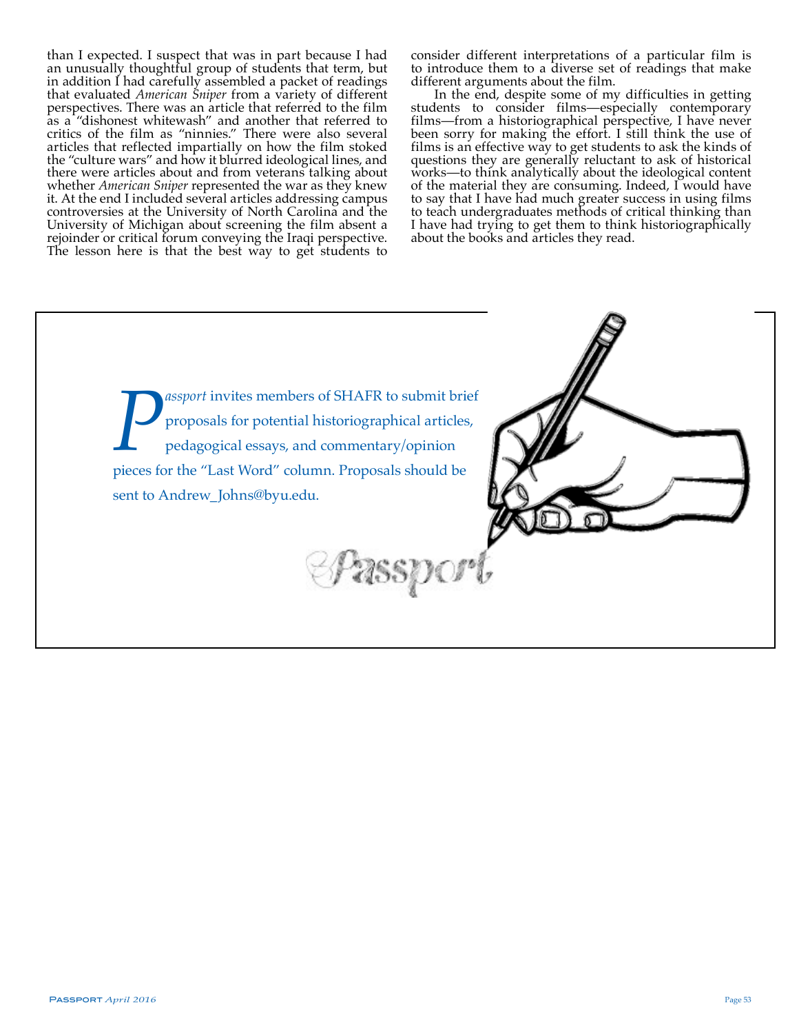than I expected. I suspect that was in part because I had an unusually thoughtful group of students that term, but in addition I had carefully assembled a packet of readings that evaluated *American Sniper* from a variety of different perspectives. There was an article that referred to the film as a "dishonest whitewash" and another that referred to critics of the film as "ninnies." There were also several articles that reflected impartially on how the film stoked the "culture wars" and how it blurred ideological lines, and there were articles about and from veterans talking about whether *American Sniper* represented the war as they knew it. At the end I included several articles addressing campus controversies at the University of North Carolina and the University of Michigan about screening the film absent a rejoinder or critical forum conveying the Iraqi perspective. The lesson here is that the best way to get students to consider different interpretations of a particular film is to introduce them to a diverse set of readings that make different arguments about the film.

In the end, despite some of my difficulties in getting students to consider films—especially contemporary films—from a historiographical perspective, I have never been sorry for making the effort. I still think the use of films is an effective way to get students to ask the kinds of questions they are generally reluctant to ask of historical works—to think analytically about the ideological content of the material they are consuming. Indeed, I would have to say that I have had much greater success in using films to teach undergraduates methods of critical thinking than I have had trying to get them to think historiographically about the books and articles they read.

*Passport* invites members of SHAFR to submit brief proposals for potential historiographical articles, pedagogical essays, and commentary/opinion pieces for the "Last Word" column. Proposals should be sent to Andrew_Johns@byu.edu.